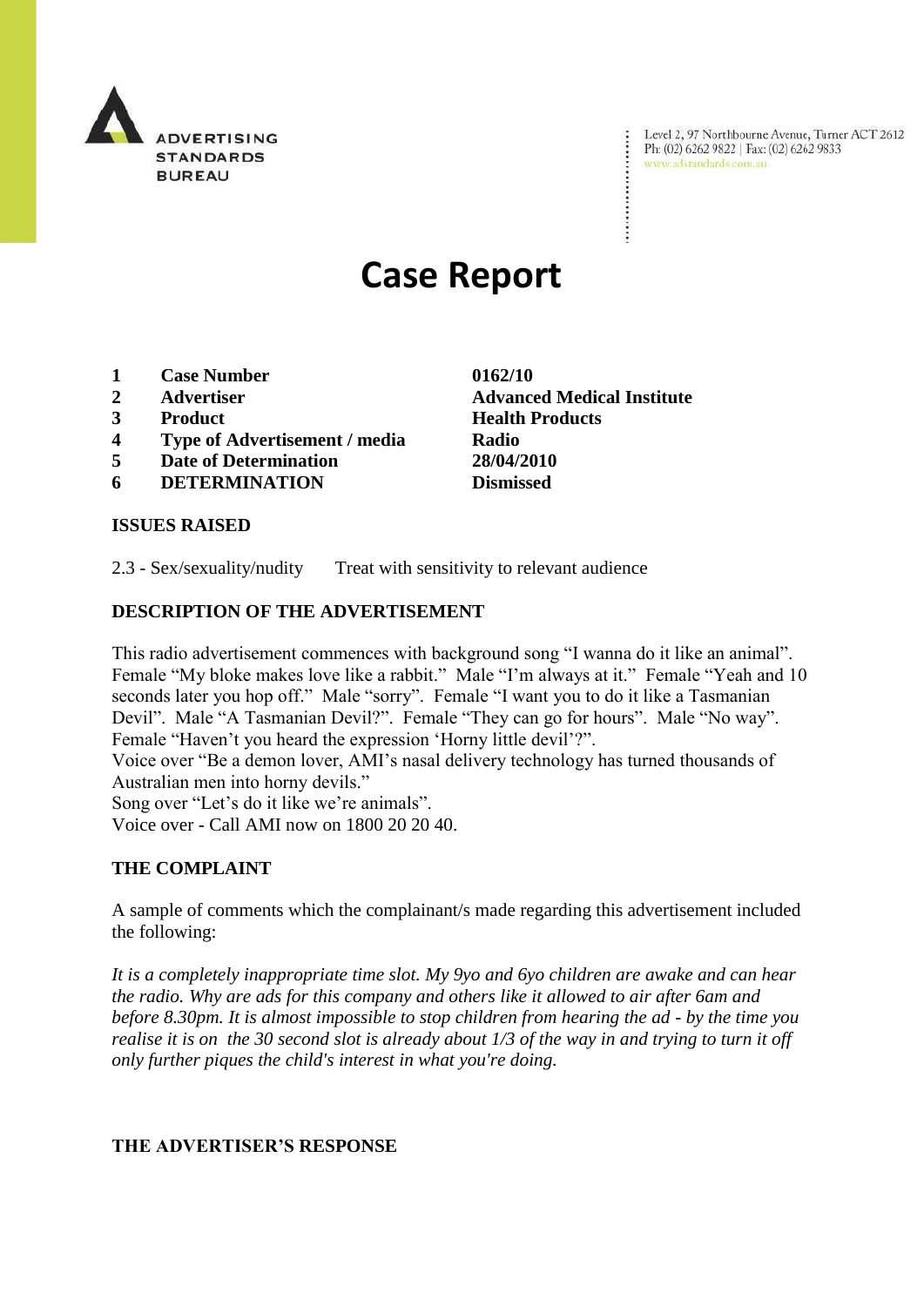ADVERTISING STANDARDS BUREAU

Level 2, 97 Northbourne Avenue, Turner ACT 2612
Ph: (02) 6262 9822 | Fax: (02) 6262 9833
www.adstandards.com.au

# Case Report

| | | |
|---|---|---|
| **1** | **Case Number** | **0162/10** |
| **2** | **Advertiser** | **Advanced Medical Institute** |
| **3** | **Product** | **Health Products** |
| **4** | **Type of Advertisement / media** | **Radio** |
| **5** | **Date of Determination** | **28/04/2010** |
| **6** | **DETERMINATION** | **Dismissed** |

## ISSUES RAISED

2.3 - Sex/sexuality/nudity Treat with sensitivity to relevant audience

## DESCRIPTION OF THE ADVERTISEMENT

This radio advertisement commences with background song "I wanna do it like an animal". Female "My bloke makes love like a rabbit." Male "I'm always at it." Female "Yeah and 10 seconds later you hop off." Male "sorry". Female "I want you to do it like a Tasmanian Devil". Male "A Tasmanian Devil?". Female "They can go for hours". Male "No way". Female "Haven't you heard the expression 'Horny little devil'?".
Voice over "Be a demon lover, AMI's nasal delivery technology has turned thousands of Australian men into horny devils."
Song over "Let's do it like we're animals".
Voice over - Call AMI now on 1800 20 20 40.

## THE COMPLAINT

A sample of comments which the complainant/s made regarding this advertisement included the following:

*It is a completely inappropriate time slot. My 9yo and 6yo children are awake and can hear the radio. Why are ads for this company and others like it allowed to air after 6am and before 8.30pm. It is almost impossible to stop children from hearing the ad - by the time you realise it is on the 30 second slot is already about 1/3 of the way in and trying to turn it off only further piques the child's interest in what you're doing.*

## THE ADVERTISER'S RESPONSE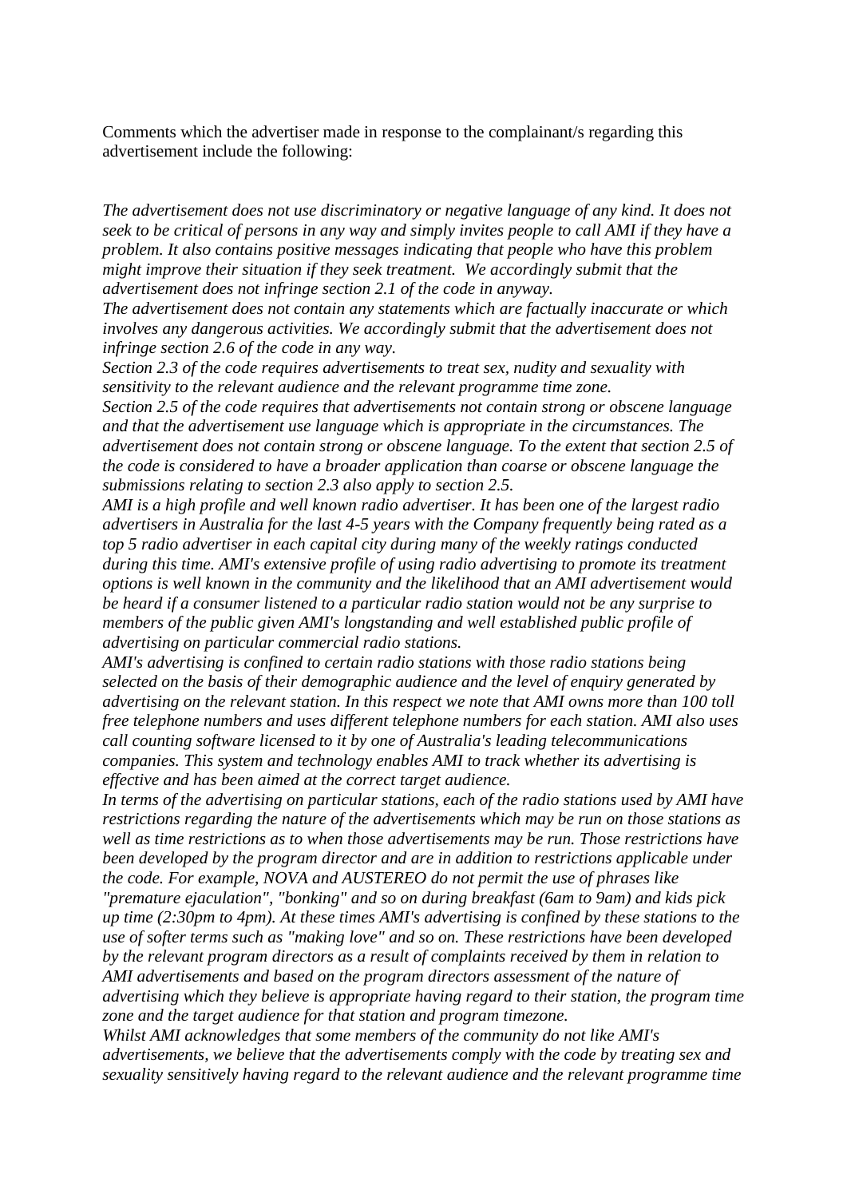Comments which the advertiser made in response to the complainant/s regarding this advertisement include the following:

*The advertisement does not use discriminatory or negative language of any kind. It does not seek to be critical of persons in any way and simply invites people to call AMI if they have a problem. It also contains positive messages indicating that people who have this problem might improve their situation if they seek treatment. We accordingly submit that the advertisement does not infringe section 2.1 of the code in anyway.*

*The advertisement does not contain any statements which are factually inaccurate or which involves any dangerous activities. We accordingly submit that the advertisement does not infringe section 2.6 of the code in any way.*

*Section 2.3 of the code requires advertisements to treat sex, nudity and sexuality with sensitivity to the relevant audience and the relevant programme time zone.*

*Section 2.5 of the code requires that advertisements not contain strong or obscene language and that the advertisement use language which is appropriate in the circumstances. The advertisement does not contain strong or obscene language. To the extent that section 2.5 of the code is considered to have a broader application than coarse or obscene language the submissions relating to section 2.3 also apply to section 2.5.*

*AMI is a high profile and well known radio advertiser. It has been one of the largest radio advertisers in Australia for the last 4-5 years with the Company frequently being rated as a top 5 radio advertiser in each capital city during many of the weekly ratings conducted during this time. AMI's extensive profile of using radio advertising to promote its treatment options is well known in the community and the likelihood that an AMI advertisement would be heard if a consumer listened to a particular radio station would not be any surprise to members of the public given AMI's longstanding and well established public profile of advertising on particular commercial radio stations.*

*AMI's advertising is confined to certain radio stations with those radio stations being selected on the basis of their demographic audience and the level of enquiry generated by advertising on the relevant station. In this respect we note that AMI owns more than 100 toll free telephone numbers and uses different telephone numbers for each station. AMI also uses call counting software licensed to it by one of Australia's leading telecommunications companies. This system and technology enables AMI to track whether its advertising is effective and has been aimed at the correct target audience.*

*In terms of the advertising on particular stations, each of the radio stations used by AMI have restrictions regarding the nature of the advertisements which may be run on those stations as well as time restrictions as to when those advertisements may be run. Those restrictions have been developed by the program director and are in addition to restrictions applicable under the code. For example, NOVA and AUSTEREO do not permit the use of phrases like "premature ejaculation", "bonking" and so on during breakfast (6am to 9am) and kids pick up time (2:30pm to 4pm). At these times AMI's advertising is confined by these stations to the use of softer terms such as "making love" and so on. These restrictions have been developed by the relevant program directors as a result of complaints received by them in relation to AMI advertisements and based on the program directors assessment of the nature of advertising which they believe is appropriate having regard to their station, the program time zone and the target audience for that station and program timezone.*

*Whilst AMI acknowledges that some members of the community do not like AMI's advertisements, we believe that the advertisements comply with the code by treating sex and sexuality sensitively having regard to the relevant audience and the relevant programme time*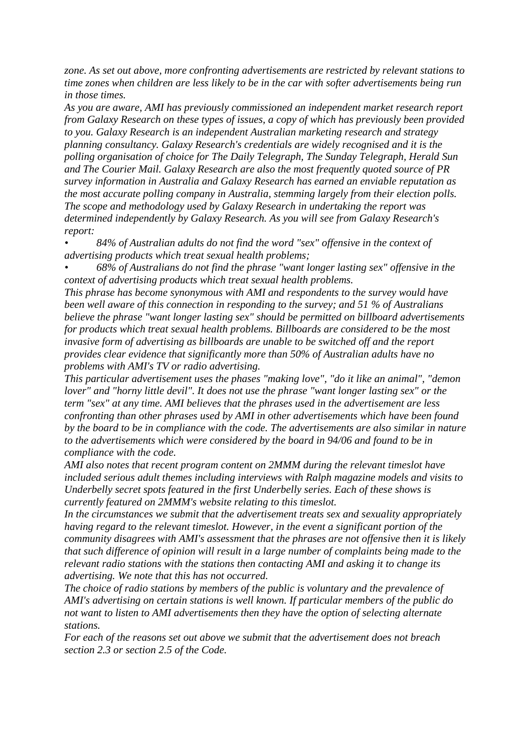*zone. As set out above, more confronting advertisements are restricted by relevant stations to time zones when children are less likely to be in the car with softer advertisements being run in those times.*

*As you are aware, AMI has previously commissioned an independent market research report from Galaxy Research on these types of issues, a copy of which has previously been provided to you. Galaxy Research is an independent Australian marketing research and strategy planning consultancy. Galaxy Research's credentials are widely recognised and it is the polling organisation of choice for The Daily Telegraph, The Sunday Telegraph, Herald Sun and The Courier Mail. Galaxy Research are also the most frequently quoted source of PR survey information in Australia and Galaxy Research has earned an enviable reputation as the most accurate polling company in Australia, stemming largely from their election polls. The scope and methodology used by Galaxy Research in undertaking the report was determined independently by Galaxy Research. As you will see from Galaxy Research's report:*

- *84% of Australian adults do not find the word "sex" offensive in the context of advertising products which treat sexual health problems;*
- *68% of Australians do not find the phrase "want longer lasting sex" offensive in the context of advertising products which treat sexual health problems.*

*This phrase has become synonymous with AMI and respondents to the survey would have been well aware of this connection in responding to the survey; and 51 % of Australians believe the phrase "want longer lasting sex" should be permitted on billboard advertisements for products which treat sexual health problems. Billboards are considered to be the most invasive form of advertising as billboards are unable to be switched off and the report provides clear evidence that significantly more than 50% of Australian adults have no problems with AMI's TV or radio advertising.*

*This particular advertisement uses the phases "making love", "do it like an animal", "demon lover" and "horny little devil". It does not use the phrase "want longer lasting sex" or the term "sex" at any time. AMI believes that the phrases used in the advertisement are less confronting than other phrases used by AMI in other advertisements which have been found by the board to be in compliance with the code. The advertisements are also similar in nature to the advertisements which were considered by the board in 94/06 and found to be in compliance with the code.*

*AMI also notes that recent program content on 2MMM during the relevant timeslot have included serious adult themes including interviews with Ralph magazine models and visits to Underbelly secret spots featured in the first Underbelly series. Each of these shows is currently featured on 2MMM's website relating to this timeslot.*

*In the circumstances we submit that the advertisement treats sex and sexuality appropriately having regard to the relevant timeslot. However, in the event a significant portion of the community disagrees with AMI's assessment that the phrases are not offensive then it is likely that such difference of opinion will result in a large number of complaints being made to the relevant radio stations with the stations then contacting AMI and asking it to change its advertising. We note that this has not occurred.*

*The choice of radio stations by members of the public is voluntary and the prevalence of AMI's advertising on certain stations is well known. If particular members of the public do not want to listen to AMI advertisements then they have the option of selecting alternate stations.*

*For each of the reasons set out above we submit that the advertisement does not breach section 2.3 or section 2.5 of the Code.*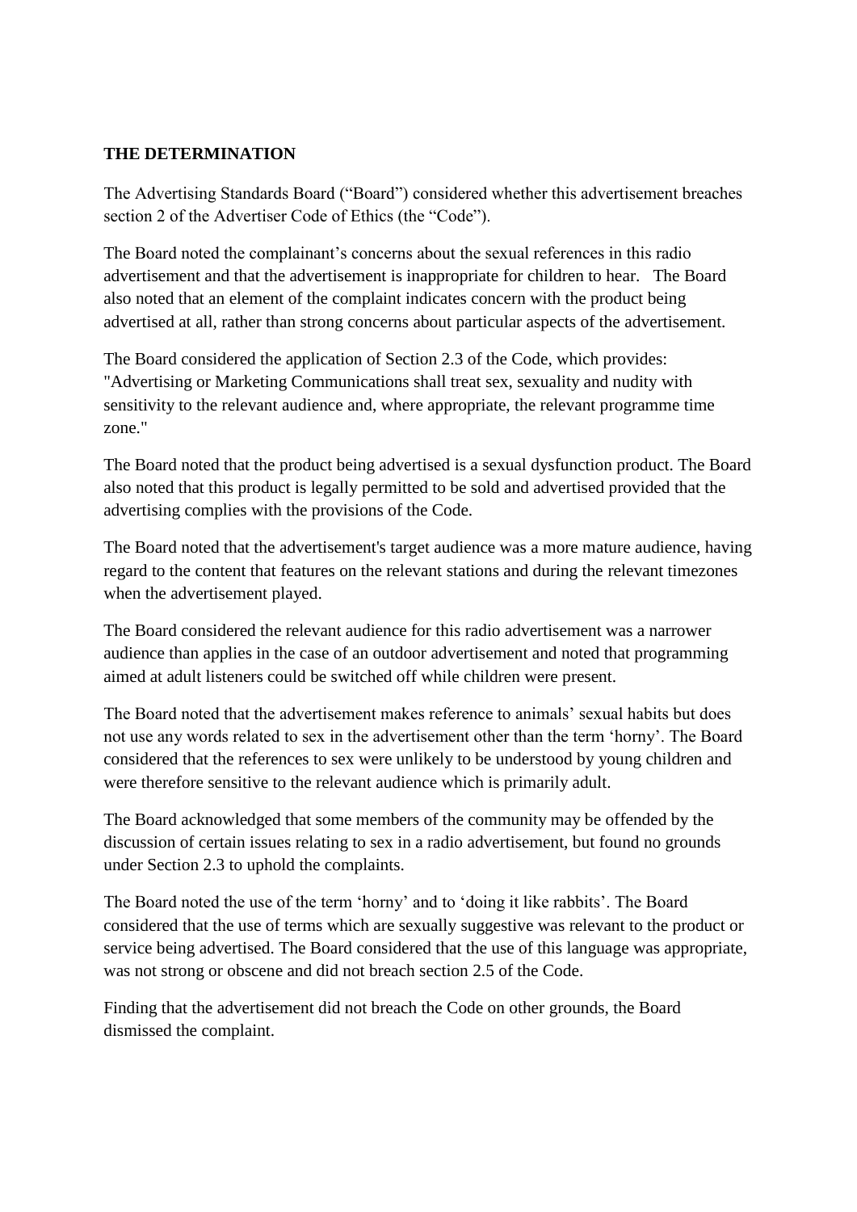**THE DETERMINATION**

The Advertising Standards Board ("Board") considered whether this advertisement breaches section 2 of the Advertiser Code of Ethics (the "Code").

The Board noted the complainant's concerns about the sexual references in this radio advertisement and that the advertisement is inappropriate for children to hear. The Board also noted that an element of the complaint indicates concern with the product being advertised at all, rather than strong concerns about particular aspects of the advertisement.

The Board considered the application of Section 2.3 of the Code, which provides: "Advertising or Marketing Communications shall treat sex, sexuality and nudity with sensitivity to the relevant audience and, where appropriate, the relevant programme time zone."

The Board noted that the product being advertised is a sexual dysfunction product. The Board also noted that this product is legally permitted to be sold and advertised provided that the advertising complies with the provisions of the Code.

The Board noted that the advertisement's target audience was a more mature audience, having regard to the content that features on the relevant stations and during the relevant timezones when the advertisement played.

The Board considered the relevant audience for this radio advertisement was a narrower audience than applies in the case of an outdoor advertisement and noted that programming aimed at adult listeners could be switched off while children were present.

The Board noted that the advertisement makes reference to animals' sexual habits but does not use any words related to sex in the advertisement other than the term 'horny'. The Board considered that the references to sex were unlikely to be understood by young children and were therefore sensitive to the relevant audience which is primarily adult.

The Board acknowledged that some members of the community may be offended by the discussion of certain issues relating to sex in a radio advertisement, but found no grounds under Section 2.3 to uphold the complaints.

The Board noted the use of the term 'horny' and to 'doing it like rabbits'. The Board considered that the use of terms which are sexually suggestive was relevant to the product or service being advertised. The Board considered that the use of this language was appropriate, was not strong or obscene and did not breach section 2.5 of the Code.

Finding that the advertisement did not breach the Code on other grounds, the Board dismissed the complaint.